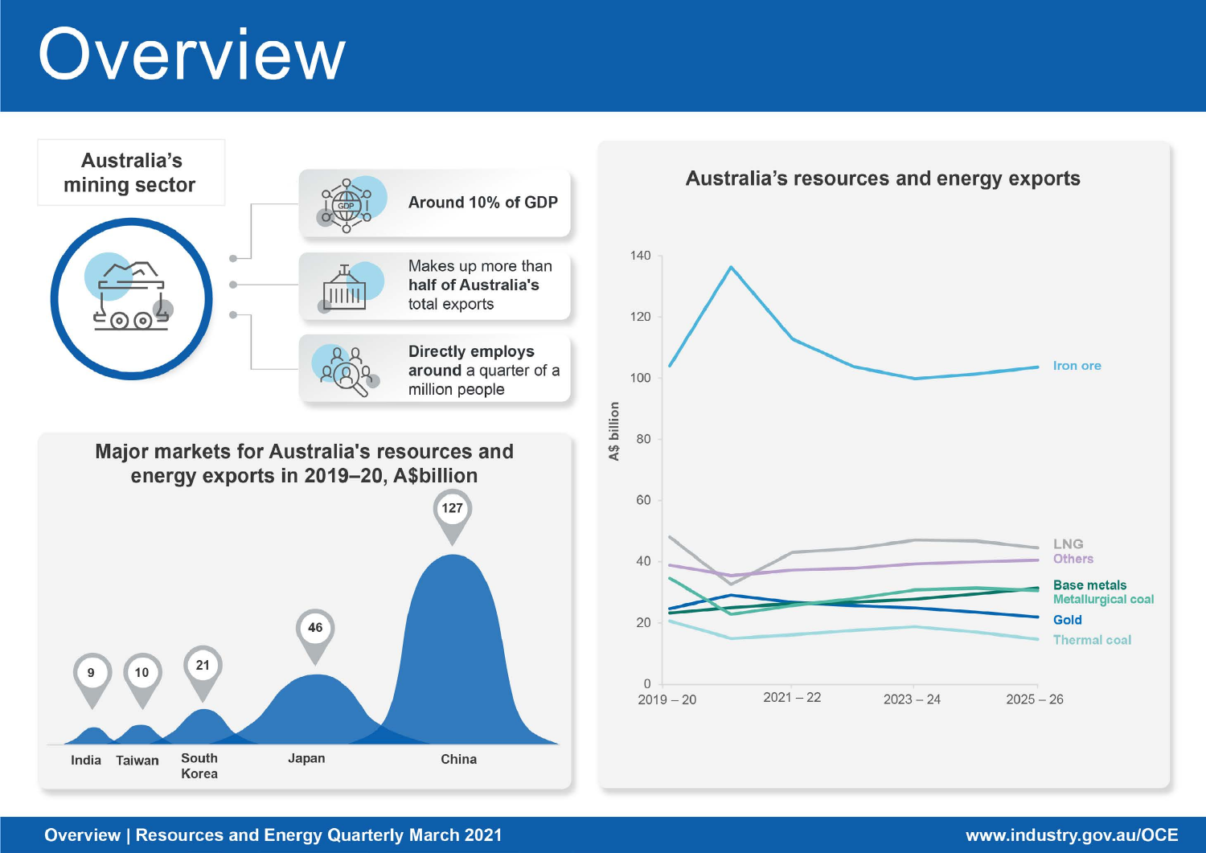# Overview

## Australia's mining sector

- **Around 10% of GDP**
- Makes up more than **half of Australia's** total exports
- **Directly employ around** a quarter of a million people

### Major markets for Australia's resources and energy exports in 2019–20, A$billion

| Market | A$billion |
| --- | --- |
| India | 9 |
| Taiwan | 10 |
| South Korea | 21 |
| Japan | 46 |
| China | 127 |

### Australia's resources and energy exports

A$ billion

Series: Iron ore, LNG, Others, Base metals, Metallurgical coal, Gold, Thermal coal

2019 – 20, 2021 – 22, 2023 – 24, 2025 – 26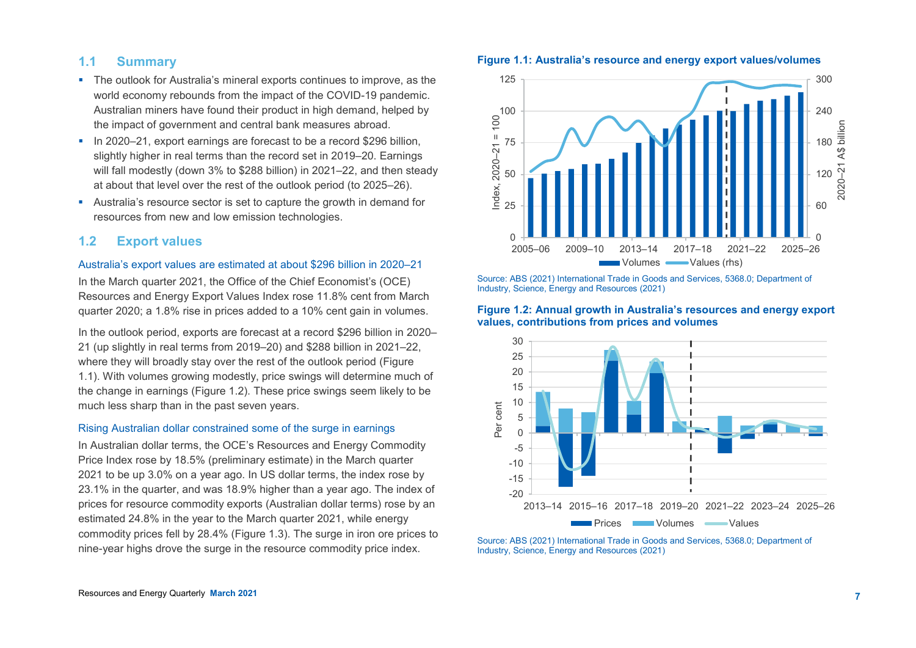## 1.1 Summary

- The outlook for Australia's mineral exports continues to improve, as the world economy rebounds from the impact of the COVID-19 pandemic. Australian miners have found their product in high demand, helped by the impact of government and central bank measures abroad.
- In 2020–21, export earnings are forecast to be a record $296 billion, slightly higher in real terms than the record set in 2019–20. Earnings will fall modestly (down 3% to $288 billion) in 2021–22, and then steady at about that level over the rest of the outlook period (to 2025–26).
- Australia's resource sector is set to capture the growth in demand for resources from new and low emission technologies.

## 1.2 Export values

### Australia's export values are estimated at about $296 billion in 2020–21

In the March quarter 2021, the Office of the Chief Economist's (OCE) Resources and Energy Export Values Index rose 11.8% cent from March quarter 2020; a 1.8% rise in prices added to a 10% cent gain in volumes.

In the outlook period, exports are forecast at a record $296 billion in 2020–21 (up slightly in real terms from 2019–20) and $288 billion in 2021–22, where they will broadly stay over the rest of the outlook period (Figure 1.1). With volumes growing modestly, price swings will determine much of the change in earnings (Figure 1.2). These price swings seem likely to be much less sharp than in the past seven years.

### Rising Australian dollar constrained some of the surge in earnings

In Australian dollar terms, the OCE's Resources and Energy Commodity Price Index rose by 18.5% (preliminary estimate) in the March quarter 2021 to be up 3.0% on a year ago. In US dollar terms, the index rose by 23.1% in the quarter, and was 18.9% higher than a year ago. The index of prices for resource commodity exports (Australian dollar terms) rose by an estimated 24.8% in the year to the March quarter 2021, while energy commodity prices fell by 28.4% (Figure 1.3). The surge in iron ore prices to nine-year highs drove the surge in the resource commodity price index.

**Figure 1.1: Australia's resource and energy export values/volumes**

Source: ABS (2021) International Trade in Goods and Services, 5368.0; Department of Industry, Science, Energy and Resources (2021)

**Figure 1.2: Annual growth in Australia's resources and energy export values, contributions from prices and volumes**

Source: ABS (2021) International Trade in Goods and Services, 5368.0; Department of Industry, Science, Energy and Resources (2021)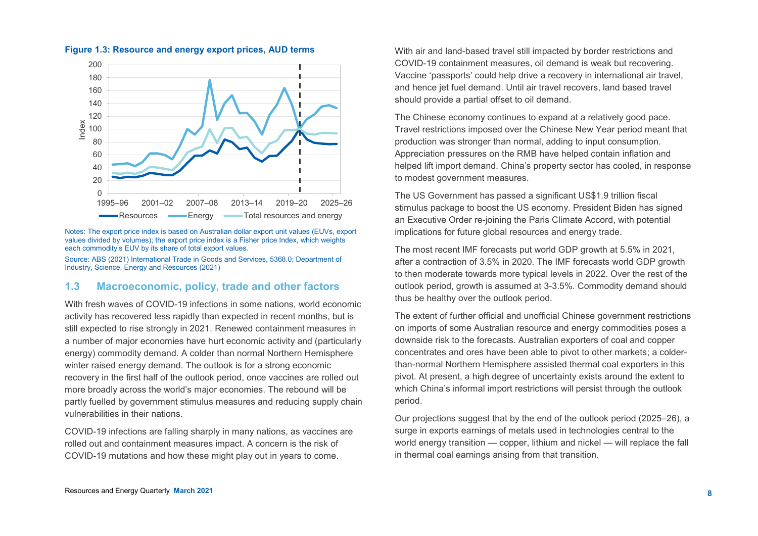**Figure 1.3: Resource and energy export prices, AUD terms**

Notes: The export price index is based on Australian dollar export unit values (EUVs, export values divided by volumes); the export price index is a Fisher price Index, which weights each commodity's EUV by its share of total export values.

Source: ABS (2021) International Trade in Goods and Services, 5368.0; Department of Industry, Science, Energy and Resources (2021)

## 1.3 Macroeconomic, policy, trade and other factors

With fresh waves of COVID-19 infections in some nations, world economic activity has recovered less rapidly than expected in recent months, but is still expected to rise strongly in 2021. Renewed containment measures in a number of major economies have hurt economic activity and (particularly energy) commodity demand. A colder than normal Northern Hemisphere winter raised energy demand. The outlook is for a strong economic recovery in the first half of the outlook period, once vaccines are rolled out more broadly across the world's major economies. The rebound will be partly fuelled by government stimulus measures and reducing supply chain vulnerabilities in their nations.

COVID-19 infections are falling sharply in many nations, as vaccines are rolled out and containment measures impact. A concern is the risk of COVID-19 mutations and how these might play out in years to come.

With air and land-based travel still impacted by border restrictions and COVID-19 containment measures, oil demand is weak but recovering. Vaccine 'passports' could help drive a recovery in international air travel, and hence jet fuel demand. Until air travel recovers, land based travel should provide a partial offset to oil demand.

The Chinese economy continues to expand at a relatively good pace. Travel restrictions imposed over the Chinese New Year period meant that production was stronger than normal, adding to input consumption. Appreciation pressures on the RMB have helped contain inflation and helped lift import demand. China's property sector has cooled, in response to modest government measures.

The US Government has passed a significant US$1.9 trillion fiscal stimulus package to boost the US economy. President Biden has signed an Executive Order re-joining the Paris Climate Accord, with potential implications for future global resources and energy trade.

The most recent IMF forecasts put world GDP growth at 5.5% in 2021, after a contraction of 3.5% in 2020. The IMF forecasts world GDP growth to then moderate towards more typical levels in 2022. Over the rest of the outlook period, growth is assumed at 3-3.5%. Commodity demand should thus be healthy over the outlook period.

The extent of further official and unofficial Chinese government restrictions on imports of some Australian resource and energy commodities poses a downside risk to the forecasts. Australian exporters of coal and copper concentrates and ores have been able to pivot to other markets; a colder-than-normal Northern Hemisphere assisted thermal coal exporters in this pivot. At present, a high degree of uncertainty exists around the extent to which China's informal import restrictions will persist through the outlook period.

Our projections suggest that by the end of the outlook period (2025–26), a surge in exports earnings of metals used in technologies central to the world energy transition — copper, lithium and nickel — will replace the fall in thermal coal earnings arising from that transition.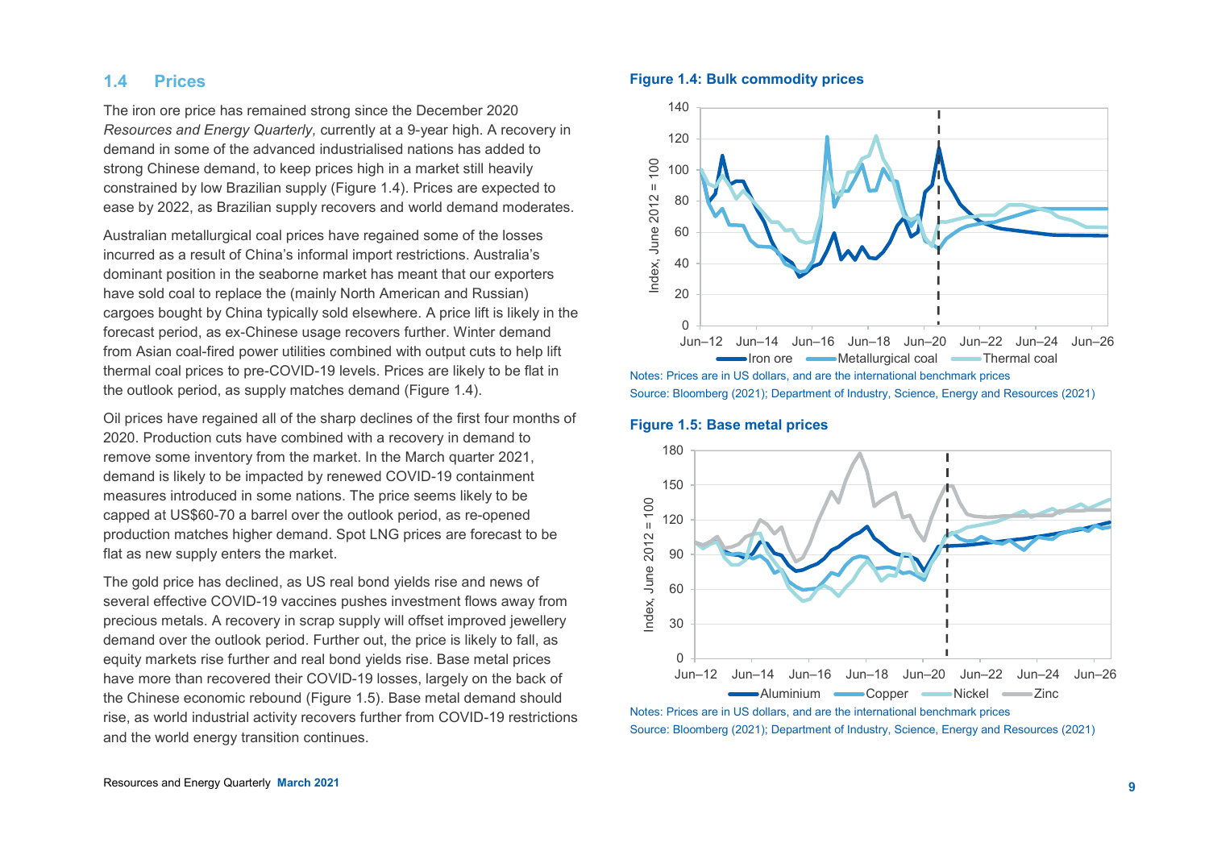## 1.4 Prices

The iron ore price has remained strong since the December 2020 *Resources and Energy Quarterly,* currently at a 9-year high. A recovery in demand in some of the advanced industrialised nations has added to strong Chinese demand, to keep prices high in a market still heavily constrained by low Brazilian supply (Figure 1.4). Prices are expected to ease by 2022, as Brazilian supply recovers and world demand moderates.

Australian metallurgical coal prices have regained some of the losses incurred as a result of China's informal import restrictions. Australia's dominant position in the seaborne market has meant that our exporters have sold coal to replace the (mainly North American and Russian) cargoes bought by China typically sold elsewhere. A price lift is likely in the forecast period, as ex-Chinese usage recovers further. Winter demand from Asian coal-fired power utilities combined with output cuts to help lift thermal coal prices to pre-COVID-19 levels. Prices are likely to be flat in the outlook period, as supply matches demand (Figure 1.4).

Oil prices have regained all of the sharp declines of the first four months of 2020. Production cuts have combined with a recovery in demand to remove some inventory from the market. In the March quarter 2021, demand is likely to be impacted by renewed COVID-19 containment measures introduced in some nations. The price seems likely to be capped at US$60-70 a barrel over the outlook period, as re-opened production matches higher demand. Spot LNG prices are forecast to be flat as new supply enters the market.

The gold price has declined, as US real bond yields rise and news of several effective COVID-19 vaccines pushes investment flows away from precious metals. A recovery in scrap supply will offset improved jewellery demand over the outlook period. Further out, the price is likely to fall, as equity markets rise further and real bond yields rise. Base metal prices have more than recovered their COVID-19 losses, largely on the back of the Chinese economic rebound (Figure 1.5). Base metal demand should rise, as world industrial activity recovers further from COVID-19 restrictions and the world energy transition continues.

**Figure 1.4: Bulk commodity prices**

Notes: Prices are in US dollars, and are the international benchmark prices
Source: Bloomberg (2021); Department of Industry, Science, Energy and Resources (2021)

**Figure 1.5: Base metal prices**

Notes: Prices are in US dollars, and are the international benchmark prices
Source: Bloomberg (2021); Department of Industry, Science, Energy and Resources (2021)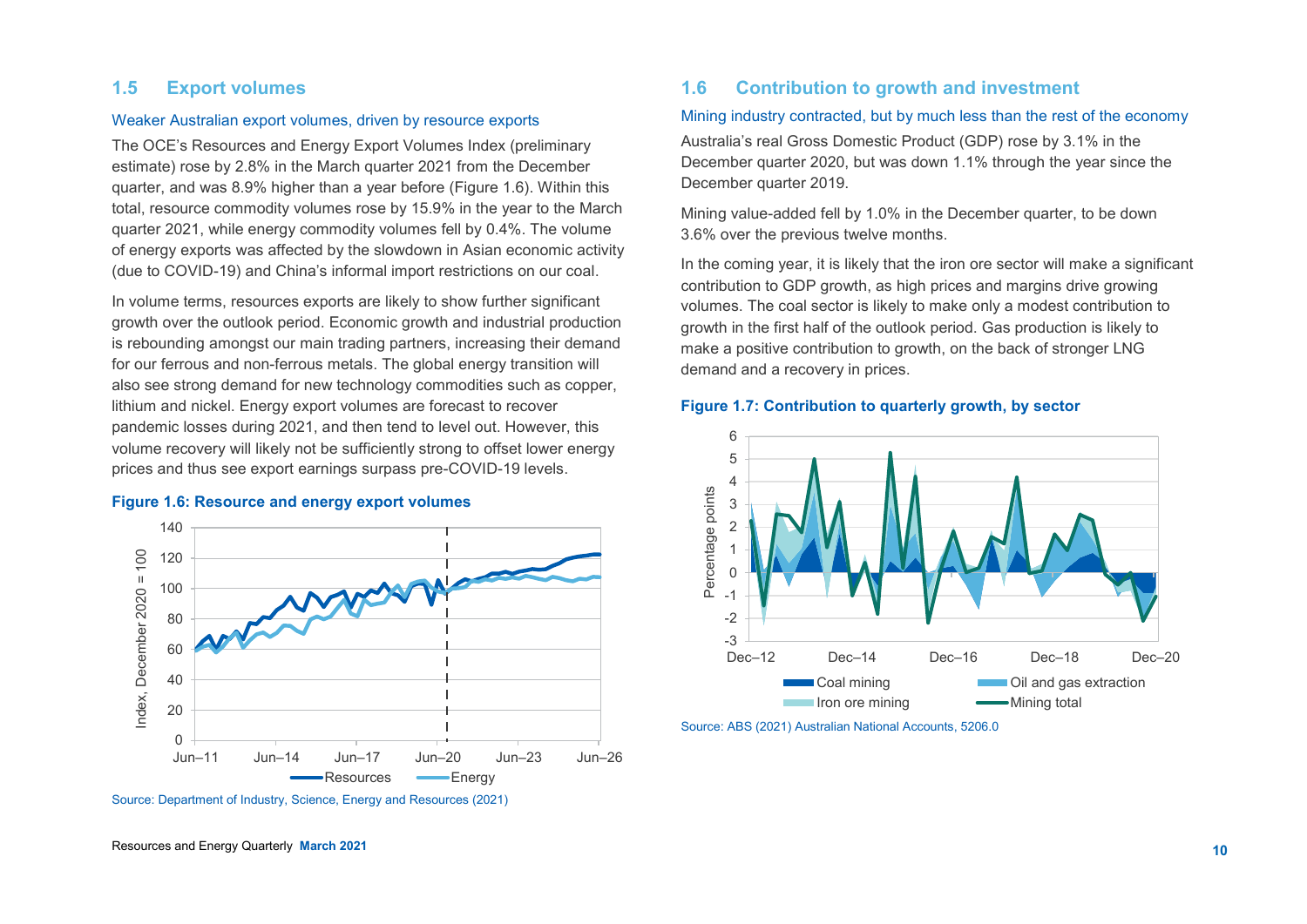## 1.5 Export volumes

### Weaker Australian export volumes, driven by resource exports

The OCE's Resources and Energy Export Volumes Index (preliminary estimate) rose by 2.8% in the March quarter 2021 from the December quarter, and was 8.9% higher than a year before (Figure 1.6). Within this total, resource commodity volumes rose by 15.9% in the year to the March quarter 2021, while energy commodity volumes fell by 0.4%. The volume of energy exports was affected by the slowdown in Asian economic activity (due to COVID-19) and China's informal import restrictions on our coal.

In volume terms, resources exports are likely to show further significant growth over the outlook period. Economic growth and industrial production is rebounding amongst our main trading partners, increasing their demand for our ferrous and non-ferrous metals. The global energy transition will also see strong demand for new technology commodities such as copper, lithium and nickel. Energy export volumes are forecast to recover pandemic losses during 2021, and then tend to level out. However, this volume recovery will likely not be sufficiently strong to offset lower energy prices and thus see export earnings surpass pre-COVID-19 levels.

**Figure 1.6: Resource and energy export volumes**

Source: Department of Industry, Science, Energy and Resources (2021)

## 1.6 Contribution to growth and investment

### Mining industry contracted, but by much less than the rest of the economy

Australia's real Gross Domestic Product (GDP) rose by 3.1% in the December quarter 2020, but was down 1.1% through the year since the December quarter 2019.

Mining value-added fell by 1.0% in the December quarter, to be down 3.6% over the previous twelve months.

In the coming year, it is likely that the iron ore sector will make a significant contribution to GDP growth, as high prices and margins drive growing volumes. The coal sector is likely to make only a modest contribution to growth in the first half of the outlook period. Gas production is likely to make a positive contribution to growth, on the back of stronger LNG demand and a recovery in prices.

**Figure 1.7: Contribution to quarterly growth, by sector**

Source: ABS (2021) Australian National Accounts, 5206.0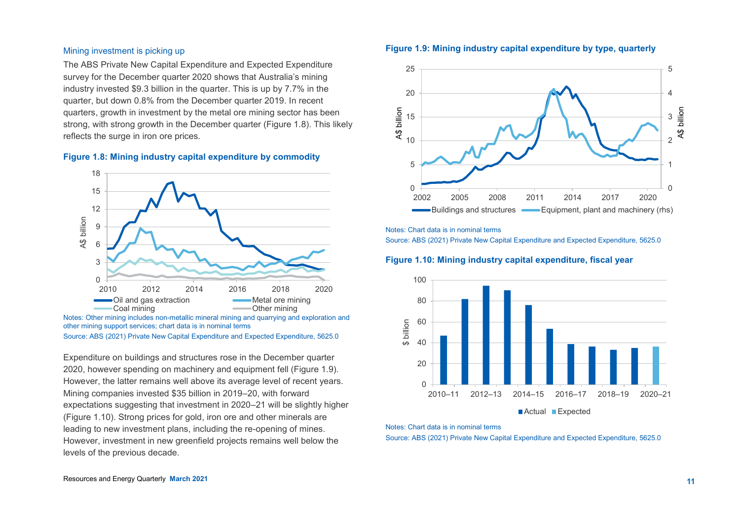### Mining investment is picking up

The ABS Private New Capital Expenditure and Expected Expenditure survey for the December quarter 2020 shows that Australia's mining industry invested $9.3 billion in the quarter. This is up by 7.7% in the quarter, but down 0.8% from the December quarter 2019. In recent quarters, growth in investment by the metal ore mining sector has been strong, with strong growth in the December quarter (Figure 1.8). This likely reflects the surge in iron ore prices.

**Figure 1.8: Mining industry capital expenditure by commodity**

Notes: Other mining includes non-metallic mineral mining and quarrying and exploration and other mining support services; chart data is in nominal terms

Source: ABS (2021) Private New Capital Expenditure and Expected Expenditure, 5625.0

Expenditure on buildings and structures rose in the December quarter 2020, however spending on machinery and equipment fell (Figure 1.9). However, the latter remains well above its average level of recent years. Mining companies invested $35 billion in 2019–20, with forward expectations suggesting that investment in 2020–21 will be slightly higher (Figure 1.10). Strong prices for gold, iron ore and other minerals are leading to new investment plans, including the re-opening of mines. However, investment in new greenfield projects remains well below the levels of the previous decade.

**Figure 1.9: Mining industry capital expenditure by type, quarterly**

Notes: Chart data is in nominal terms

Source: ABS (2021) Private New Capital Expenditure and Expected Expenditure, 5625.0

**Figure 1.10: Mining industry capital expenditure, fiscal year**

Notes: Chart data is in nominal terms

Source: ABS (2021) Private New Capital Expenditure and Expected Expenditure, 5625.0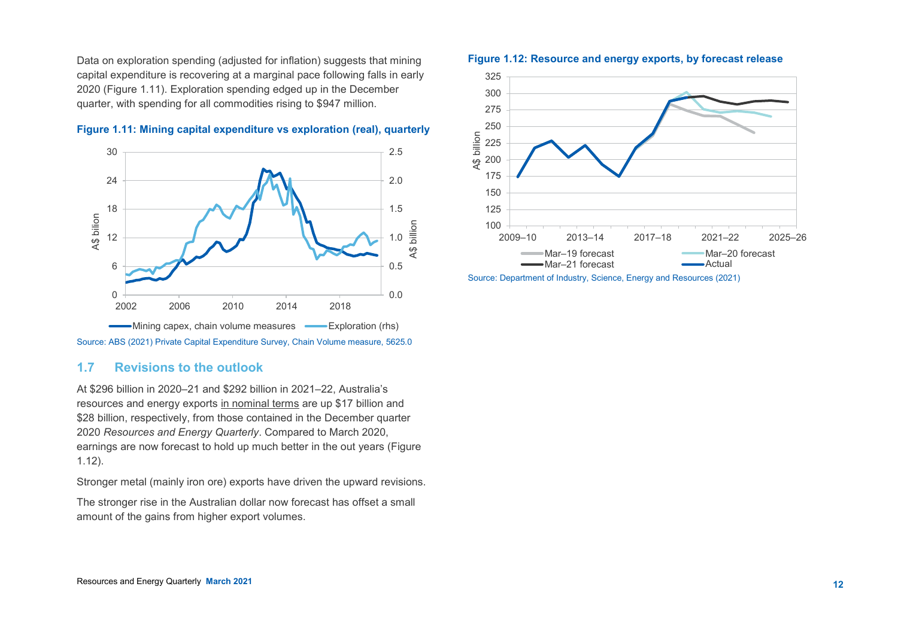Data on exploration spending (adjusted for inflation) suggests that mining capital expenditure is recovering at a marginal pace following falls in early 2020 (Figure 1.11). Exploration spending edged up in the December quarter, with spending for all commodities rising to $947 million.

**Figure 1.11: Mining capital expenditure vs exploration (real), quarterly**

Source: ABS (2021) Private Capital Expenditure Survey, Chain Volume measure, 5625.0

## 1.7 Revisions to the outlook

At $296 billion in 2020–21 and $292 billion in 2021–22, Australia's resources and energy exports in nominal terms are up $17 billion and $28 billion, respectively, from those contained in the December quarter 2020 *Resources and Energy Quarterly*. Compared to March 2020, earnings are now forecast to hold up much better in the out years (Figure 1.12).

Stronger metal (mainly iron ore) exports have driven the upward revisions.

The stronger rise in the Australian dollar now forecast has offset a small amount of the gains from higher export volumes.

**Figure 1.12: Resource and energy exports, by forecast release**

Source: Department of Industry, Science, Energy and Resources (2021)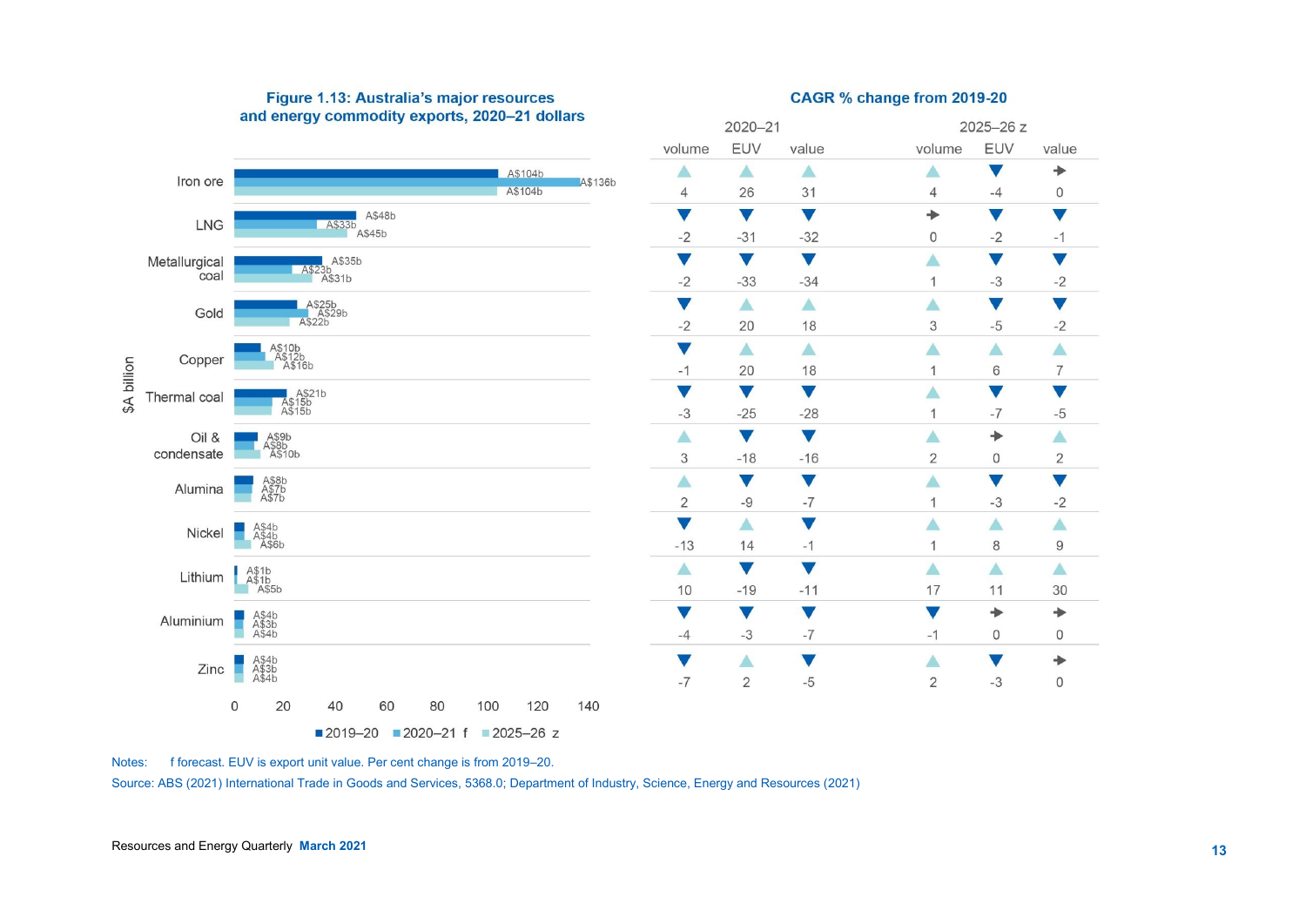**Figure 1.13: Australia's major resources and energy commodity exports, 2020–21 dollars**

| Commodity ($A billion) | 2019–20 | 2020–21 f | 2025–26 z |
|---|---|---|---|
| Iron ore | A$104b | A$136b | A$104b |
| LNG | A$48b | A$33b | A$45b |
| Metallurgical coal | A$35b | A$23b | A$31b |
| Gold | A$25b | A$29b | A$22b |
| Copper | A$10b | A$12b | A$16b |
| Thermal coal | A$21b | A$15b | A$15b |
| Oil & condensate | A$9b | A$8b | A$10b |
| Alumina | A$8b | A$7b | A$7b |
| Nickel | A$4b | A$4b | A$6b |
| Lithium | A$1b | A$1b | A$5b |
| Aluminium | A$4b | A$3b | A$4b |
| Zinc | A$4b | A$3b | A$4b |

**CAGR % change from 2019-20**

| Commodity | 2020–21 | | | 2025–26 z | | |
|---|---|---|---|---|---|---|
| | volume | EUV | value | volume | EUV | value |
| Iron ore | 4 | 26 | 31 | 4 | -4 | 0 |
| LNG | -2 | -31 | -32 | 0 | -2 | -1 |
| Metallurgical coal | -2 | -33 | -34 | 1 | -3 | -2 |
| Gold | -2 | 20 | 18 | 3 | -5 | -2 |
| Copper | -1 | 20 | 18 | 1 | 6 | 7 |
| Thermal coal | -3 | -25 | -28 | 1 | -7 | -5 |
| Oil & condensate | 3 | -18 | -16 | 2 | 0 | 2 |
| Alumina | 2 | -9 | -7 | 1 | -3 | -2 |
| Nickel | -13 | 14 | -1 | 1 | 8 | 9 |
| Lithium | 10 | -19 | -11 | 17 | 11 | 30 |
| Aluminium | -4 | -3 | -7 | -1 | 0 | 0 |
| Zinc | -7 | 2 | -5 | 2 | -3 | 0 |

Notes: f forecast. EUV is export unit value. Per cent change is from 2019–20.

Source: ABS (2021) International Trade in Goods and Services, 5368.0; Department of Industry, Science, Energy and Resources (2021)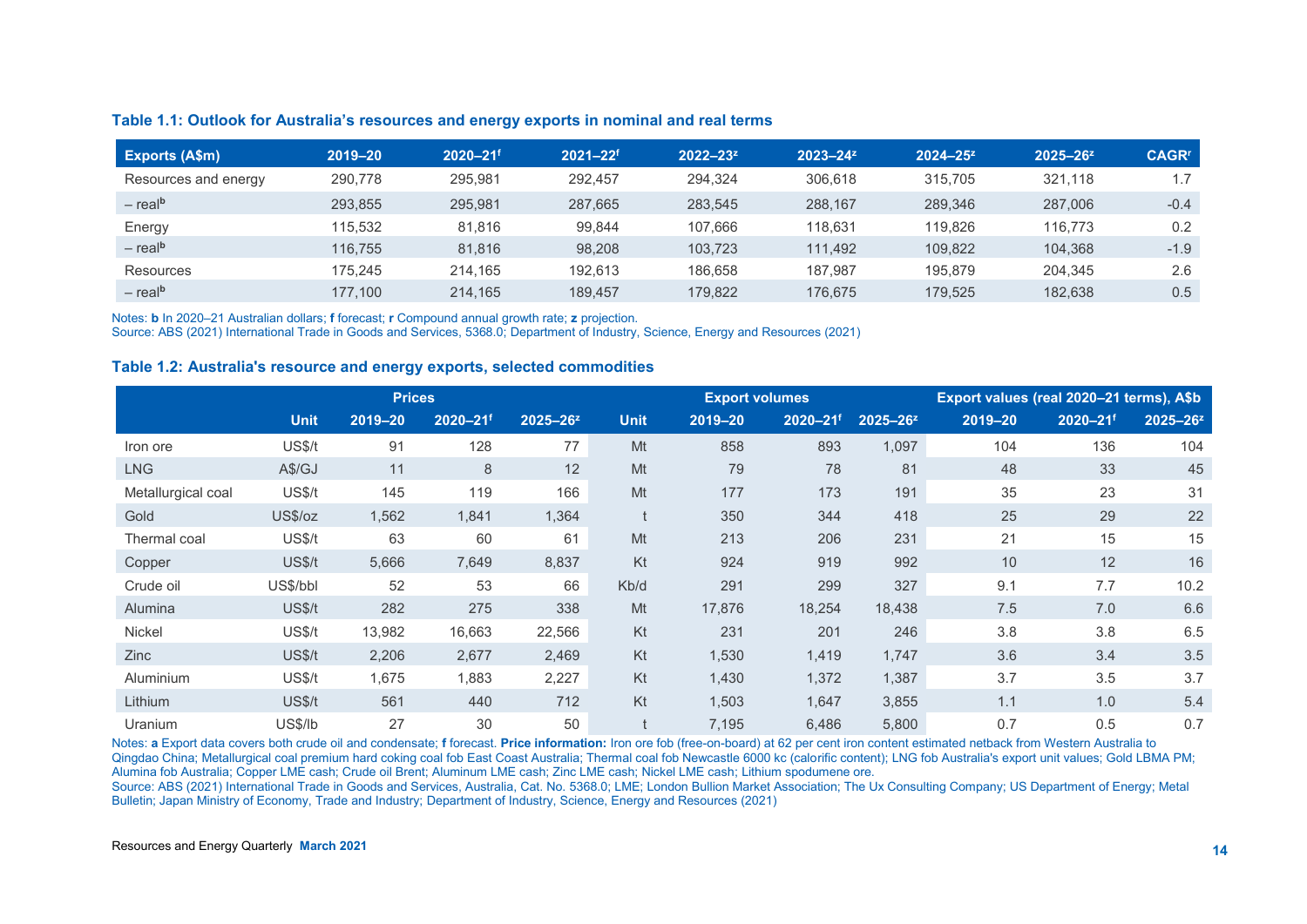### Table 1.1: Outlook for Australia's resources and energy exports in nominal and real terms

| Exports (A$m) | 2019–20 | 2020–21[f] | 2021–22[f] | 2022–23[z] | 2023–24[z] | 2024–25[z] | 2025–26[z] | CAGR[r] |
|---|---|---|---|---|---|---|---|---|
| Resources and energy | 290,778 | 295,981 | 292,457 | 294,324 | 306,618 | 315,705 | 321,118 | 1.7 |
| – real[b] | 293,855 | 295,981 | 287,665 | 283,545 | 288,167 | 289,346 | 287,006 | -0.4 |
| Energy | 115,532 | 81,816 | 99,844 | 107,666 | 118,631 | 119,826 | 116,773 | 0.2 |
| – real[b] | 116,755 | 81,816 | 98,208 | 103,723 | 111,492 | 109,822 | 104,368 | -1.9 |
| Resources | 175,245 | 214,165 | 192,613 | 186,658 | 187,987 | 195,879 | 204,345 | 2.6 |
| – real[b] | 177,100 | 214,165 | 189,457 | 179,822 | 176,675 | 179,525 | 182,638 | 0.5 |

Notes: **b** In 2020–21 Australian dollars; **f** forecast; **r** Compound annual growth rate; **z** projection.
Source: ABS (2021) International Trade in Goods and Services, 5368.0; Department of Industry, Science, Energy and Resources (2021)

### Table 1.2: Australia's resource and energy exports, selected commodities

| | Prices | | | | Export volumes | | | | Export values (real 2020–21 terms), A$b | | |
|---|---|---|---|---|---|---|---|---|---|---|---|
| | Unit | 2019–20 | 2020–21[f] | 2025–26[z] | Unit | 2019–20 | 2020–21[f] | 2025–26[z] | 2019–20 | 2020–21[f] | 2025–26[z] |
| Iron ore | US$/t | 91 | 128 | 77 | Mt | 858 | 893 | 1,097 | 104 | 136 | 104 |
| LNG | A$/GJ | 11 | 8 | 12 | Mt | 79 | 78 | 81 | 48 | 33 | 45 |
| Metallurgical coal | US$/t | 145 | 119 | 166 | Mt | 177 | 173 | 191 | 35 | 23 | 31 |
| Gold | US$/oz | 1,562 | 1,841 | 1,364 | t | 350 | 344 | 418 | 25 | 29 | 22 |
| Thermal coal | US$/t | 63 | 60 | 61 | Mt | 213 | 206 | 231 | 21 | 15 | 15 |
| Copper | US$/t | 5,666 | 7,649 | 8,837 | Kt | 924 | 919 | 992 | 10 | 12 | 16 |
| Crude oil | US$/bbl | 52 | 53 | 66 | Kb/d | 291 | 299 | 327 | 9.1 | 7.7 | 10.2 |
| Alumina | US$/t | 282 | 275 | 338 | Mt | 17,876 | 18,254 | 18,438 | 7.5 | 7.0 | 6.6 |
| Nickel | US$/t | 13,982 | 16,663 | 22,566 | Kt | 231 | 201 | 246 | 3.8 | 3.8 | 6.5 |
| Zinc | US$/t | 2,206 | 2,677 | 2,469 | Kt | 1,530 | 1,419 | 1,747 | 3.6 | 3.4 | 3.5 |
| Aluminium | US$/t | 1,675 | 1,883 | 2,227 | Kt | 1,430 | 1,372 | 1,387 | 3.7 | 3.5 | 3.7 |
| Lithium | US$/t | 561 | 440 | 712 | Kt | 1,503 | 1,647 | 3,855 | 1.1 | 1.0 | 5.4 |
| Uranium | US$/lb | 27 | 30 | 50 | t | 7,195 | 6,486 | 5,800 | 0.7 | 0.5 | 0.7 |

Notes: **a** Export data covers both crude oil and condensate; **f** forecast. **Price information:** Iron ore fob (free-on-board) at 62 per cent iron content estimated netback from Western Australia to Qingdao China; Metallurgical coal premium hard coking coal fob East Coast Australia; Thermal coal fob Newcastle 6000 kc (calorific content); LNG fob Australia's export unit values; Gold LBMA PM; Alumina fob Australia; Copper LME cash; Crude oil Brent; Aluminum LME cash; Zinc LME cash; Nickel LME cash; Lithium spodumene ore.
Source: ABS (2021) International Trade in Goods and Services, Australia, Cat. No. 5368.0; LME; London Bullion Market Association; The Ux Consulting Company; US Department of Energy; Metal Bulletin; Japan Ministry of Economy, Trade and Industry; Department of Industry, Science, Energy and Resources (2021)